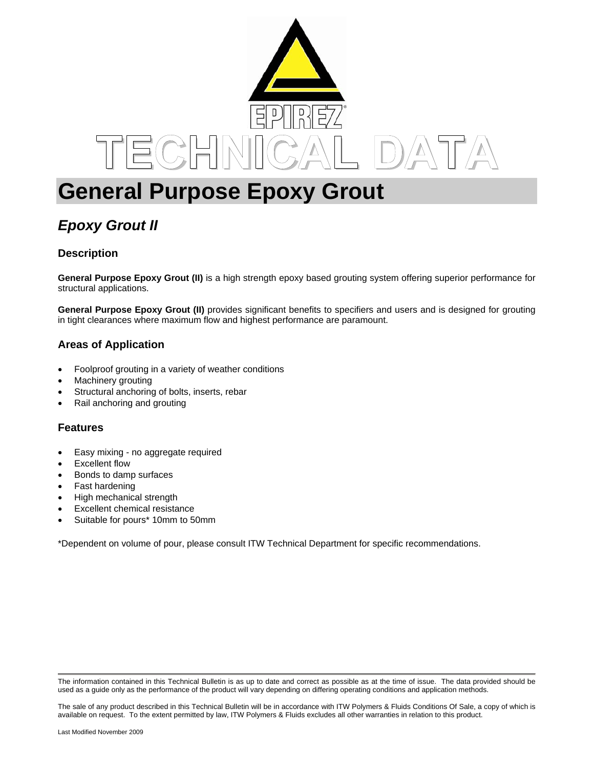EPIREZ®

TECHNICAL DATA

# General Purpose Epoxy Grout

## *Epoxy Grout II*

### Description

**General Purpose Epoxy Grout (II)** is a high strength epoxy based grouting system offering superior performance for structural applications.

**General Purpose Epoxy Grout (II)** provides significant benefits to specifiers and users and is designed for grouting in tight clearances where maximum flow and highest performance are paramount.

### Areas of Application

- Foolproof grouting in a variety of weather conditions
- Machinery grouting
- Structural anchoring of bolts, inserts, rebar
- Rail anchoring and grouting

### Features

- Easy mixing - no aggregate required
- Excellent flow
- Bonds to damp surfaces
- Fast hardening
- High mechanical strength
- Excellent chemical resistance
- Suitable for pours* 10mm to 50mm

*Dependent on volume of pour, please consult ITW Technical Department for specific recommendations.

---

The information contained in this Technical Bulletin is as up to date and correct as possible as at the time of issue. The data provided should be used as a guide only as the performance of the product will vary depending on differing operating conditions and application methods.

The sale of any product described in this Technical Bulletin will be in accordance with ITW Polymers & Fluids Conditions Of Sale, a copy of which is available on request. To the extent permitted by law, ITW Polymers & Fluids excludes all other warranties in relation to this product.

Last Modified November 2009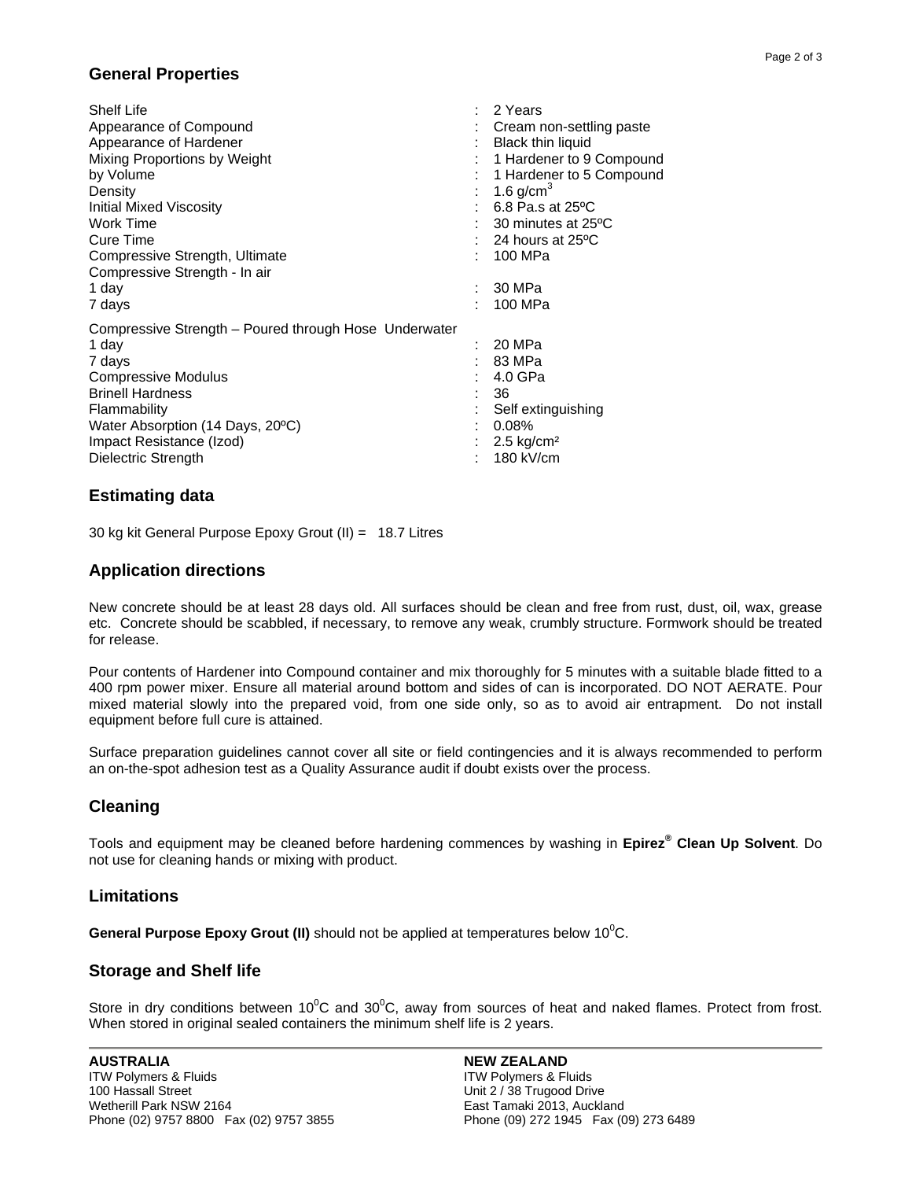## General Properties

| Property | Value |
|---|---|
| Shelf Life | 2 Years |
| Appearance of Compound | Cream non-settling paste |
| Appearance of Hardener | Black thin liquid |
| Mixing Proportions by Weight | 1 Hardener to 9 Compound |
| by Volume | 1 Hardener to 5 Compound |
| Density | 1.6 g/cm$^3$ |
| Initial Mixed Viscosity | 6.8 Pa.s at 25ºC |
| Work Time | 30 minutes at 25ºC |
| Cure Time | 24 hours at 25ºC |
| Compressive Strength, Ultimate | 100 MPa |
| Compressive Strength - In air | |
| 1 day | 30 MPa |
| 7 days | 100 MPa |
| Compressive Strength – Poured through Hose Underwater | |
| 1 day | 20 MPa |
| 7 days | 83 MPa |
| Compressive Modulus | 4.0 GPa |
| Brinell Hardness | 36 |
| Flammability | Self extinguishing |
| Water Absorption (14 Days, 20ºC) | 0.08% |
| Impact Resistance (Izod) | 2.5 kg/cm² |
| Dielectric Strength | 180 kV/cm |

## Estimating data

30 kg kit General Purpose Epoxy Grout (II) = 18.7 Litres

## Application directions

New concrete should be at least 28 days old. All surfaces should be clean and free from rust, dust, oil, wax, grease etc. Concrete should be scabbled, if necessary, to remove any weak, crumbly structure. Formwork should be treated for release.

Pour contents of Hardener into Compound container and mix thoroughly for 5 minutes with a suitable blade fitted to a 400 rpm power mixer. Ensure all material around bottom and sides of can is incorporated. DO NOT AERATE. Pour mixed material slowly into the prepared void, from one side only, so as to avoid air entrapment. Do not install equipment before full cure is attained.

Surface preparation guidelines cannot cover all site or field contingencies and it is always recommended to perform an on-the-spot adhesion test as a Quality Assurance audit if doubt exists over the process.

## Cleaning

Tools and equipment may be cleaned before hardening commences by washing in **Epirez® Clean Up Solvent**. Do not use for cleaning hands or mixing with product.

## Limitations

**General Purpose Epoxy Grout (II)** should not be applied at temperatures below 10$^0$C.

## Storage and Shelf life

Store in dry conditions between 10$^0$C and 30$^0$C, away from sources of heat and naked flames. Protect from frost. When stored in original sealed containers the minimum shelf life is 2 years.

---

**AUSTRALIA**
ITW Polymers & Fluids
100 Hassall Street
Wetherill Park NSW 2164
Phone (02) 9757 8800 Fax (02) 9757 3855

**NEW ZEALAND**
ITW Polymers & Fluids
Unit 2 / 38 Trugood Drive
East Tamaki 2013, Auckland
Phone (09) 272 1945 Fax (09) 273 6489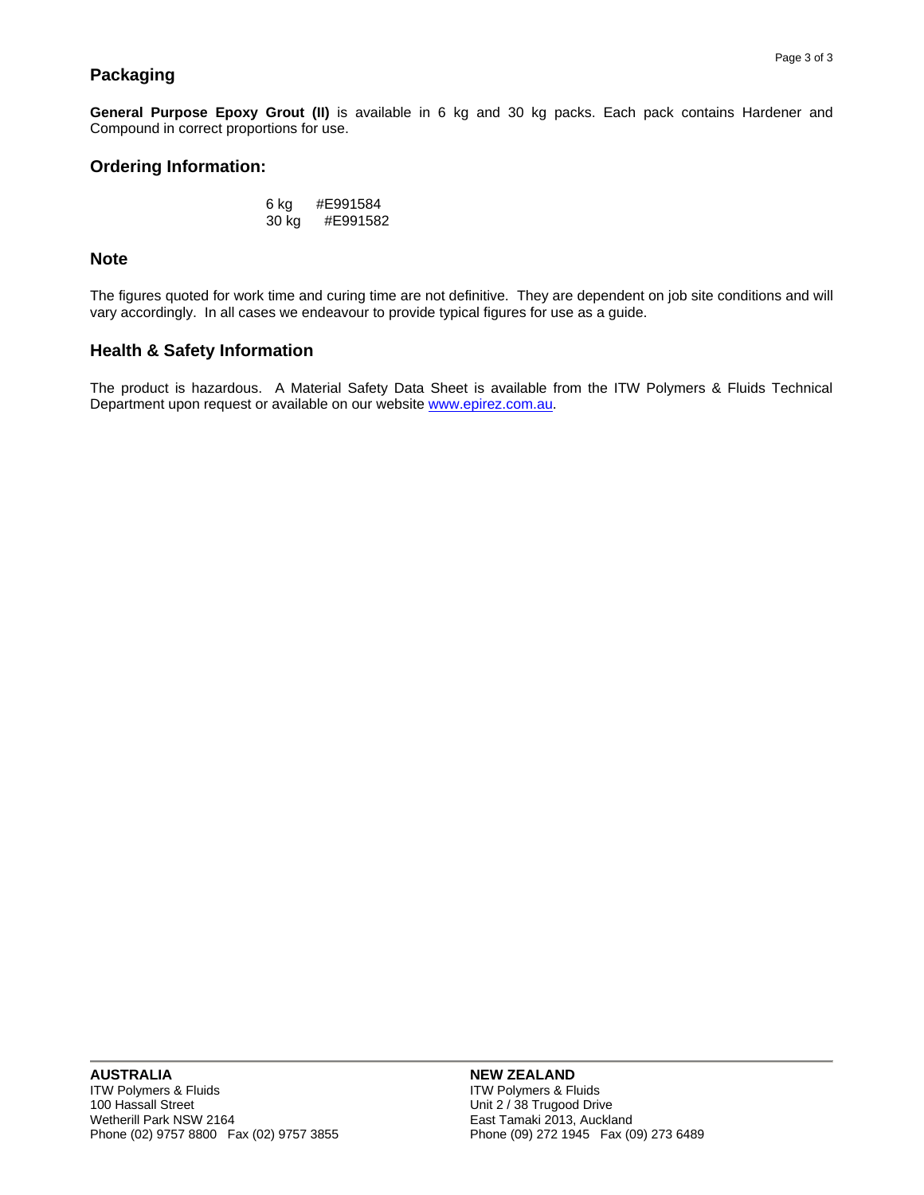## Packaging

**General Purpose Epoxy Grout (II)** is available in 6 kg and 30 kg packs. Each pack contains Hardener and Compound in correct proportions for use.

## Ordering Information:

6 kg #E991584
30 kg #E991582

## Note

The figures quoted for work time and curing time are not definitive. They are dependent on job site conditions and will vary accordingly. In all cases we endeavour to provide typical figures for use as a guide.

## Health & Safety Information

The product is hazardous. A Material Safety Data Sheet is available from the ITW Polymers & Fluids Technical Department upon request or available on our website www.epirez.com.au.

**AUSTRALIA**
ITW Polymers & Fluids
100 Hassall Street
Wetherill Park NSW 2164
Phone (02) 9757 8800 Fax (02) 9757 3855

**NEW ZEALAND**
ITW Polymers & Fluids
Unit 2 / 38 Trugood Drive
East Tamaki 2013, Auckland
Phone (09) 272 1945 Fax (09) 273 6489